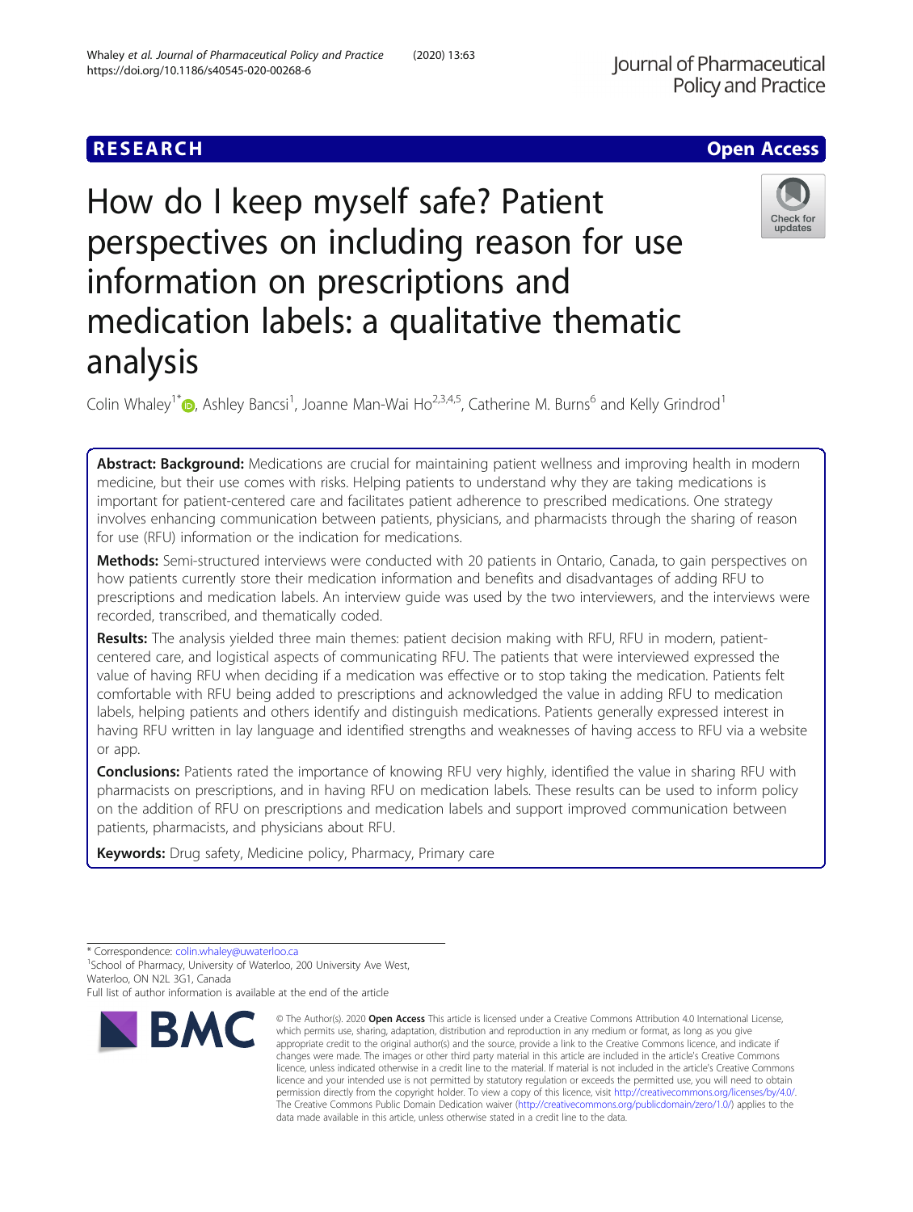RESEARCH

Open Access

# How do I keep myself safe? Patient perspectives on including reason for use information on prescriptions and medication labels: a qualitative thematic analysis

Colin Whaley[1*], Ashley Bancsi[1], Joanne Man-Wai Ho[2,3,4,5], Catherine M. Burns[6] and Kelly Grindrod[1]

**Abstract: Background:** Medications are crucial for maintaining patient wellness and improving health in modern medicine, but their use comes with risks. Helping patients to understand why they are taking medications is important for patient-centered care and facilitates patient adherence to prescribed medications. One strategy involves enhancing communication between patients, physicians, and pharmacists through the sharing of reason for use (RFU) information or the indication for medications.

**Methods:** Semi-structured interviews were conducted with 20 patients in Ontario, Canada, to gain perspectives on how patients currently store their medication information and benefits and disadvantages of adding RFU to prescriptions and medication labels. An interview guide was used by the two interviewers, and the interviews were recorded, transcribed, and thematically coded.

**Results:** The analysis yielded three main themes: patient decision making with RFU, RFU in modern, patient-centered care, and logistical aspects of communicating RFU. The patients that were interviewed expressed the value of having RFU when deciding if a medication was effective or to stop taking the medication. Patients felt comfortable with RFU being added to prescriptions and acknowledged the value in adding RFU to medication labels, helping patients and others identify and distinguish medications. Patients generally expressed interest in having RFU written in lay language and identified strengths and weaknesses of having access to RFU via a website or app.

**Conclusions:** Patients rated the importance of knowing RFU very highly, identified the value in sharing RFU with pharmacists on prescriptions, and in having RFU on medication labels. These results can be used to inform policy on the addition of RFU on prescriptions and medication labels and support improved communication between patients, pharmacists, and physicians about RFU.

**Keywords:** Drug safety, Medicine policy, Pharmacy, Primary care

\* Correspondence: colin.whaley@uwaterloo.ca
[1]School of Pharmacy, University of Waterloo, 200 University Ave West, Waterloo, ON N2L 3G1, Canada
Full list of author information is available at the end of the article

© The Author(s). 2020 **Open Access** This article is licensed under a Creative Commons Attribution 4.0 International License, which permits use, sharing, adaptation, distribution and reproduction in any medium or format, as long as you give appropriate credit to the original author(s) and the source, provide a link to the Creative Commons licence, and indicate if changes were made. The images or other third party material in this article are included in the article's Creative Commons licence, unless indicated otherwise in a credit line to the material. If material is not included in the article's Creative Commons licence and your intended use is not permitted by statutory regulation or exceeds the permitted use, you will need to obtain permission directly from the copyright holder. To view a copy of this licence, visit http://creativecommons.org/licenses/by/4.0/. The Creative Commons Public Domain Dedication waiver (http://creativecommons.org/publicdomain/zero/1.0/) applies to the data made available in this article, unless otherwise stated in a credit line to the data.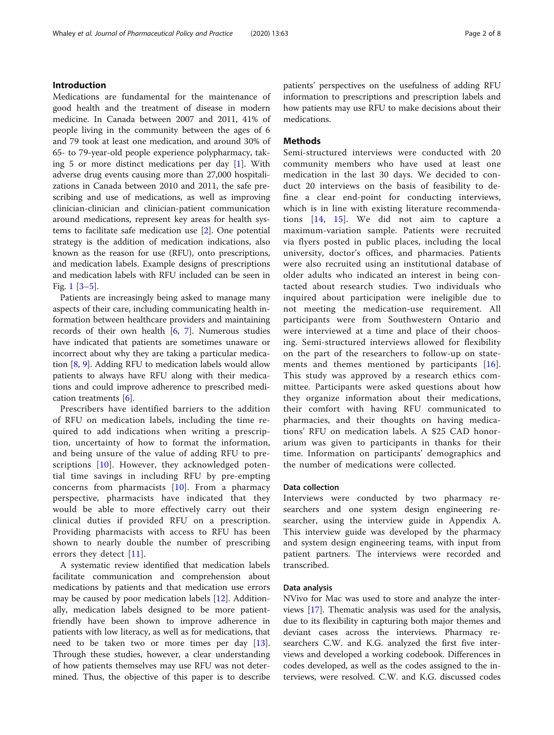## Introduction

Medications are fundamental for the maintenance of good health and the treatment of disease in modern medicine. In Canada between 2007 and 2011, 41% of people living in the community between the ages of 6 and 79 took at least one medication, and around 30% of 65- to 79-year-old people experience polypharmacy, taking 5 or more distinct medications per day [1]. With adverse drug events causing more than 27,000 hospitalizations in Canada between 2010 and 2011, the safe prescribing and use of medications, as well as improving clinician-clinician and clinician-patient communication around medications, represent key areas for health systems to facilitate safe medication use [2]. One potential strategy is the addition of medication indications, also known as the reason for use (RFU), onto prescriptions, and medication labels. Example designs of prescriptions and medication labels with RFU included can be seen in Fig. 1 [3–5].

Patients are increasingly being asked to manage many aspects of their care, including communicating health information between healthcare providers and maintaining records of their own health [6, 7]. Numerous studies have indicated that patients are sometimes unaware or incorrect about why they are taking a particular medication [8, 9]. Adding RFU to medication labels would allow patients to always have RFU along with their medications and could improve adherence to prescribed medication treatments [6].

Prescribers have identified barriers to the addition of RFU on medication labels, including the time required to add indications when writing a prescription, uncertainty of how to format the information, and being unsure of the value of adding RFU to prescriptions [10]. However, they acknowledged potential time savings in including RFU by pre-empting concerns from pharmacists [10]. From a pharmacy perspective, pharmacists have indicated that they would be able to more effectively carry out their clinical duties if provided RFU on a prescription. Providing pharmacists with access to RFU has been shown to nearly double the number of prescribing errors they detect [11].

A systematic review identified that medication labels facilitate communication and comprehension about medications by patients and that medication use errors may be caused by poor medication labels [12]. Additionally, medication labels designed to be more patient-friendly have been shown to improve adherence in patients with low literacy, as well as for medications, that need to be taken two or more times per day [13]. Through these studies, however, a clear understanding of how patients themselves may use RFU was not determined. Thus, the objective of this paper is to describe patients' perspectives on the usefulness of adding RFU information to prescriptions and prescription labels and how patients may use RFU to make decisions about their medications.

## Methods

Semi-structured interviews were conducted with 20 community members who have used at least one medication in the last 30 days. We decided to conduct 20 interviews on the basis of feasibility to define a clear end-point for conducting interviews, which is in line with existing literature recommendations [14, 15]. We did not aim to capture a maximum-variation sample. Patients were recruited via flyers posted in public places, including the local university, doctor's offices, and pharmacies. Patients were also recruited using an institutional database of older adults who indicated an interest in being contacted about research studies. Two individuals who inquired about participation were ineligible due to not meeting the medication-use requirement. All participants were from Southwestern Ontario and were interviewed at a time and place of their choosing. Semi-structured interviews allowed for flexibility on the part of the researchers to follow-up on statements and themes mentioned by participants [16]. This study was approved by a research ethics committee. Participants were asked questions about how they organize information about their medications, their comfort with having RFU communicated to pharmacies, and their thoughts on having medications' RFU on medication labels. A $25 CAD honorarium was given to participants in thanks for their time. Information on participants' demographics and the number of medications were collected.

### Data collection

Interviews were conducted by two pharmacy researchers and one system design engineering researcher, using the interview guide in Appendix A. This interview guide was developed by the pharmacy and system design engineering teams, with input from patient partners. The interviews were recorded and transcribed.

### Data analysis

NVivo for Mac was used to store and analyze the interviews [17]. Thematic analysis was used for the analysis, due to its flexibility in capturing both major themes and deviant cases across the interviews. Pharmacy researchers C.W. and K.G. analyzed the first five interviews and developed a working codebook. Differences in codes developed, as well as the codes assigned to the interviews, were resolved. C.W. and K.G. discussed codes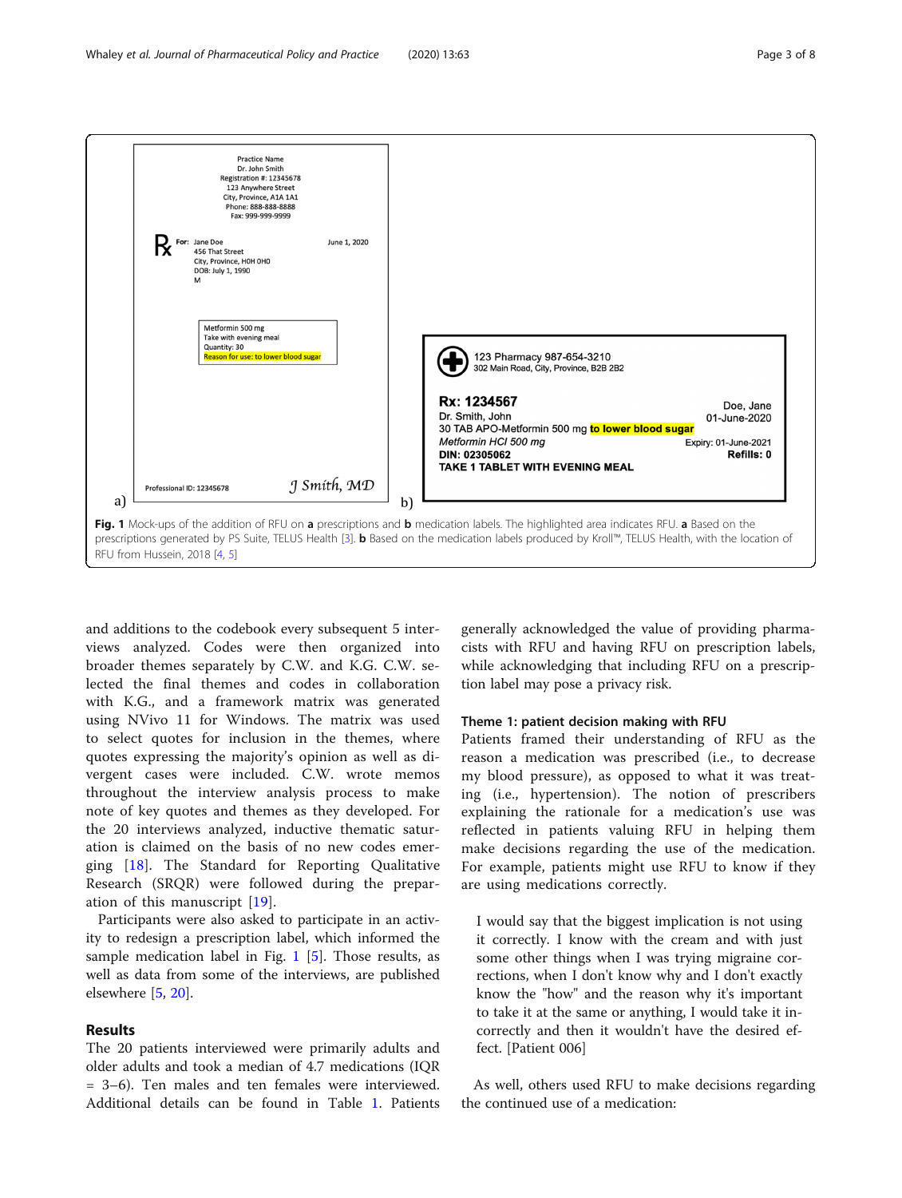Practice Name
Dr. John Smith
Registration #: 12345678
123 Anywhere Street
City, Province, A1A 1A1
Phone: 888-888-8888
Fax: 999-999-9999

Rx For: Jane Doe — June 1, 2020
456 That Street
City, Province, H0H 0H0
DOB: July 1, 1990
M

Metformin 500 mg
Take with evening meal
Quantity: 30
Reason for use: to lower blood sugar

Professional ID: 12345678 — J Smith, MD

a)

123 Pharmacy 987-654-3210
302 Main Road, City, Province, B2B 2B2

**Rx: 1234567** — Doe, Jane
Dr. Smith, John — 01-June-2020
30 TAB APO-Metformin 500 mg **to lower blood sugar**
*Metformin HCl 500 mg* — Expiry: 01-June-2021
**DIN: 02305062** — **Refills: 0**
**TAKE 1 TABLET WITH EVENING MEAL**

b)

**Fig. 1** Mock-ups of the addition of RFU on **a** prescriptions and **b** medication labels. The highlighted area indicates RFU. **a** Based on the prescriptions generated by PS Suite, TELUS Health [3]. **b** Based on the medication labels produced by Kroll™, TELUS Health, with the location of RFU from Hussein, 2018 [4, 5]

and additions to the codebook every subsequent 5 interviews analyzed. Codes were then organized into broader themes separately by C.W. and K.G. C.W. selected the final themes and codes in collaboration with K.G., and a framework matrix was generated using NVivo 11 for Windows. The matrix was used to select quotes for inclusion in the themes, where quotes expressing the majority's opinion as well as divergent cases were included. C.W. wrote memos throughout the interview analysis process to make note of key quotes and themes as they developed. For the 20 interviews analyzed, inductive thematic saturation is claimed on the basis of no new codes emerging [18]. The Standard for Reporting Qualitative Research (SRQR) were followed during the preparation of this manuscript [19].

Participants were also asked to participate in an activity to redesign a prescription label, which informed the sample medication label in Fig. 1 [5]. Those results, as well as data from some of the interviews, are published elsewhere [5, 20].

## Results

The 20 patients interviewed were primarily adults and older adults and took a median of 4.7 medications (IQR = 3–6). Ten males and ten females were interviewed. Additional details can be found in Table 1. Patients generally acknowledged the value of providing pharmacists with RFU and having RFU on prescription labels, while acknowledging that including RFU on a prescription label may pose a privacy risk.

### Theme 1: patient decision making with RFU

Patients framed their understanding of RFU as the reason a medication was prescribed (i.e., to decrease my blood pressure), as opposed to what it was treating (i.e., hypertension). The notion of prescribers explaining the rationale for a medication's use was reflected in patients valuing RFU in helping them make decisions regarding the use of the medication. For example, patients might use RFU to know if they are using medications correctly.

> I would say that the biggest implication is not using it correctly. I know with the cream and with just some other things when I was trying migraine corrections, when I don't know why and I don't exactly know the "how" and the reason why it's important to take it at the same or anything, I would take it incorrectly and then it wouldn't have the desired effect. [Patient 006]

As well, others used RFU to make decisions regarding the continued use of a medication: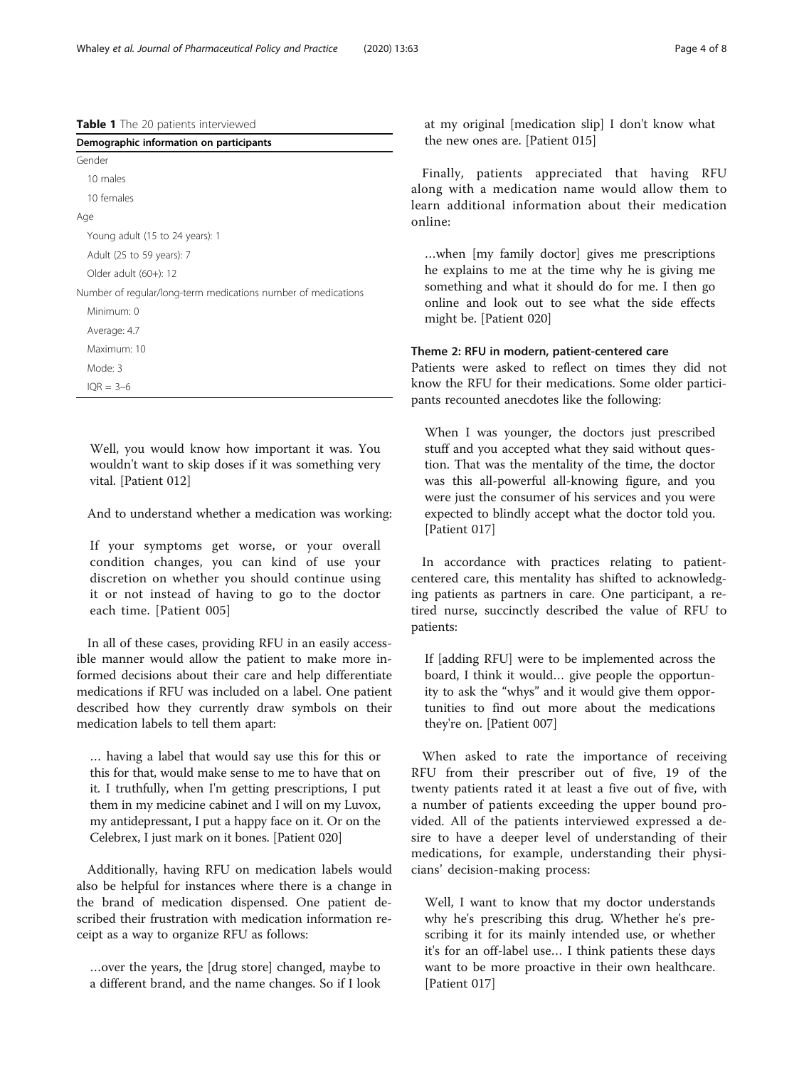**Table 1** The 20 patients interviewed

| Demographic information on participants |
| --- |
| Gender |
| 10 males |
| 10 females |
| Age |
| Young adult (15 to 24 years): 1 |
| Adult (25 to 59 years): 7 |
| Older adult (60+): 12 |
| Number of regular/long-term medications number of medications |
| Minimum: 0 |
| Average: 4.7 |
| Maximum: 10 |
| Mode: 3 |
| IQR = 3–6 |

> Well, you would know how important it was. You wouldn't want to skip doses if it was something very vital. [Patient 012]

And to understand whether a medication was working:

> If your symptoms get worse, or your overall condition changes, you can kind of use your discretion on whether you should continue using it or not instead of having to go to the doctor each time. [Patient 005]

In all of these cases, providing RFU in an easily accessible manner would allow the patient to make more informed decisions about their care and help differentiate medications if RFU was included on a label. One patient described how they currently draw symbols on their medication labels to tell them apart:

> … having a label that would say use this for this or this for that, would make sense to me to have that on it. I truthfully, when I'm getting prescriptions, I put them in my medicine cabinet and I will on my Luvox, my antidepressant, I put a happy face on it. Or on the Celebrex, I just mark on it bones. [Patient 020]

Additionally, having RFU on medication labels would also be helpful for instances where there is a change in the brand of medication dispensed. One patient described their frustration with medication information receipt as a way to organize RFU as follows:

> …over the years, the [drug store] changed, maybe to a different brand, and the name changes. So if I look at my original [medication slip] I don't know what the new ones are. [Patient 015]

Finally, patients appreciated that having RFU along with a medication name would allow them to learn additional information about their medication online:

> …when [my family doctor] gives me prescriptions he explains to me at the time why he is giving me something and what it should do for me. I then go online and look out to see what the side effects might be. [Patient 020]

### Theme 2: RFU in modern, patient-centered care

Patients were asked to reflect on times they did not know the RFU for their medications. Some older participants recounted anecdotes like the following:

> When I was younger, the doctors just prescribed stuff and you accepted what they said without question. That was the mentality of the time, the doctor was this all-powerful all-knowing figure, and you were just the consumer of his services and you were expected to blindly accept what the doctor told you. [Patient 017]

In accordance with practices relating to patient-centered care, this mentality has shifted to acknowledging patients as partners in care. One participant, a retired nurse, succinctly described the value of RFU to patients:

> If [adding RFU] were to be implemented across the board, I think it would… give people the opportunity to ask the "whys" and it would give them opportunities to find out more about the medications they're on. [Patient 007]

When asked to rate the importance of receiving RFU from their prescriber out of five, 19 of the twenty patients rated it at least a five out of five, with a number of patients exceeding the upper bound provided. All of the patients interviewed expressed a desire to have a deeper level of understanding of their medications, for example, understanding their physicians' decision-making process:

> Well, I want to know that my doctor understands why he's prescribing this drug. Whether he's prescribing it for its mainly intended use, or whether it's for an off-label use… I think patients these days want to be more proactive in their own healthcare. [Patient 017]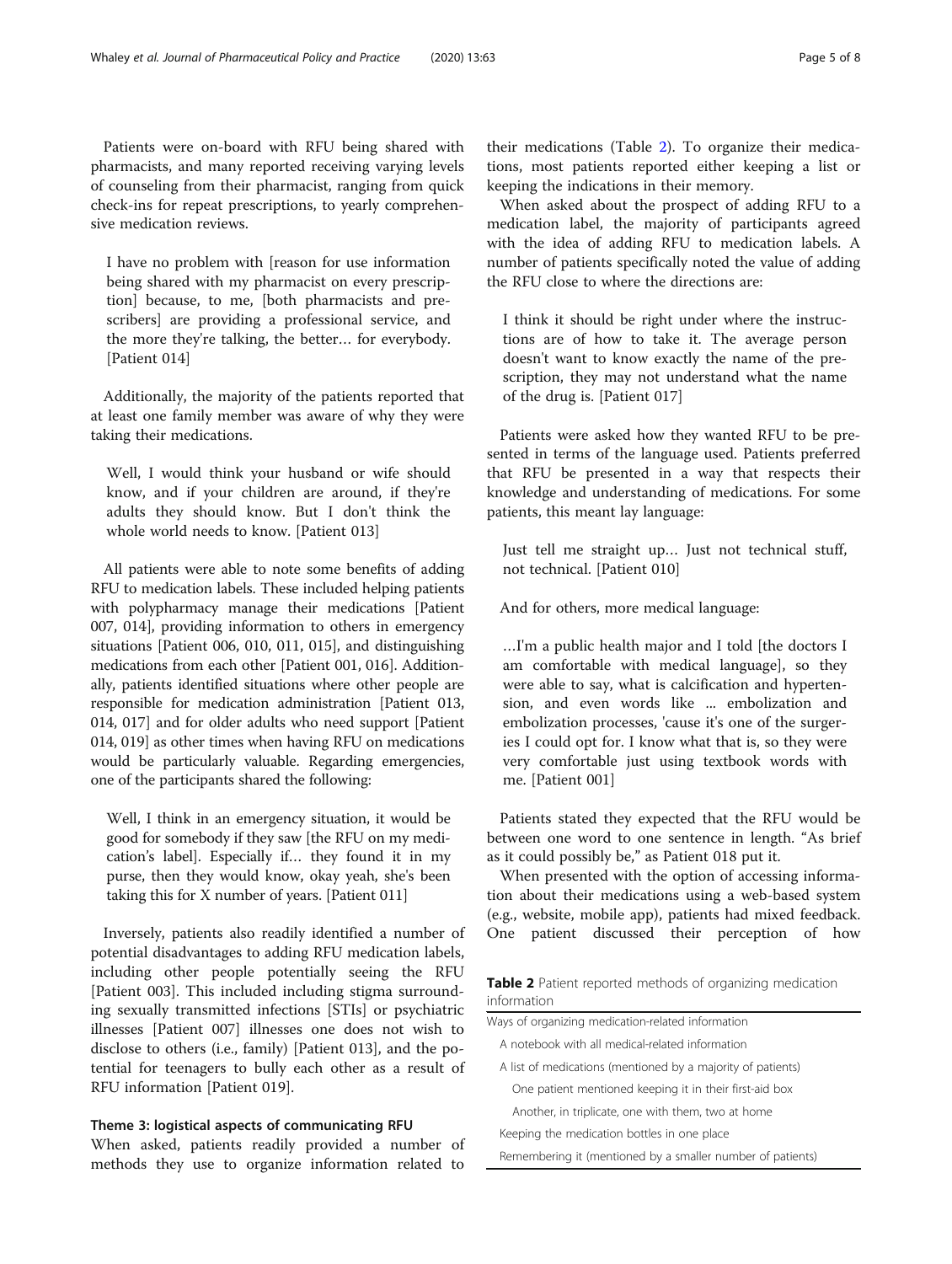Patients were on-board with RFU being shared with pharmacists, and many reported receiving varying levels of counseling from their pharmacist, ranging from quick check-ins for repeat prescriptions, to yearly comprehensive medication reviews.

> I have no problem with [reason for use information being shared with my pharmacist on every prescription] because, to me, [both pharmacists and prescribers] are providing a professional service, and the more they're talking, the better… for everybody. [Patient 014]

Additionally, the majority of the patients reported that at least one family member was aware of why they were taking their medications.

> Well, I would think your husband or wife should know, and if your children are around, if they're adults they should know. But I don't think the whole world needs to know. [Patient 013]

All patients were able to note some benefits of adding RFU to medication labels. These included helping patients with polypharmacy manage their medications [Patient 007, 014], providing information to others in emergency situations [Patient 006, 010, 011, 015], and distinguishing medications from each other [Patient 001, 016]. Additionally, patients identified situations where other people are responsible for medication administration [Patient 013, 014, 017] and for older adults who need support [Patient 014, 019] as other times when having RFU on medications would be particularly valuable. Regarding emergencies, one of the participants shared the following:

> Well, I think in an emergency situation, it would be good for somebody if they saw [the RFU on my medication's label]. Especially if… they found it in my purse, then they would know, okay yeah, she's been taking this for X number of years. [Patient 011]

Inversely, patients also readily identified a number of potential disadvantages to adding RFU medication labels, including other people potentially seeing the RFU [Patient 003]. This included including stigma surrounding sexually transmitted infections [STIs] or psychiatric illnesses [Patient 007] illnesses one does not wish to disclose to others (i.e., family) [Patient 013], and the potential for teenagers to bully each other as a result of RFU information [Patient 019].

### Theme 3: logistical aspects of communicating RFU

When asked, patients readily provided a number of methods they use to organize information related to their medications (Table 2). To organize their medications, most patients reported either keeping a list or keeping the indications in their memory.

When asked about the prospect of adding RFU to a medication label, the majority of participants agreed with the idea of adding RFU to medication labels. A number of patients specifically noted the value of adding the RFU close to where the directions are:

> I think it should be right under where the instructions are of how to take it. The average person doesn't want to know exactly the name of the prescription, they may not understand what the name of the drug is. [Patient 017]

Patients were asked how they wanted RFU to be presented in terms of the language used. Patients preferred that RFU be presented in a way that respects their knowledge and understanding of medications. For some patients, this meant lay language:

> Just tell me straight up… Just not technical stuff, not technical. [Patient 010]

And for others, more medical language:

> …I'm a public health major and I told [the doctors I am comfortable with medical language], so they were able to say, what is calcification and hypertension, and even words like ... embolization and embolization processes, 'cause it's one of the surgeries I could opt for. I know what that is, so they were very comfortable just using textbook words with me. [Patient 001]

Patients stated they expected that the RFU would be between one word to one sentence in length. "As brief as it could possibly be," as Patient 018 put it.

When presented with the option of accessing information about their medications using a web-based system (e.g., website, mobile app), patients had mixed feedback. One patient discussed their perception of how

**Table 2** Patient reported methods of organizing medication information

| Ways of organizing medication-related information |
|---|
| A notebook with all medical-related information |
| A list of medications (mentioned by a majority of patients) |
| One patient mentioned keeping it in their first-aid box |
| Another, in triplicate, one with them, two at home |
| Keeping the medication bottles in one place |
| Remembering it (mentioned by a smaller number of patients) |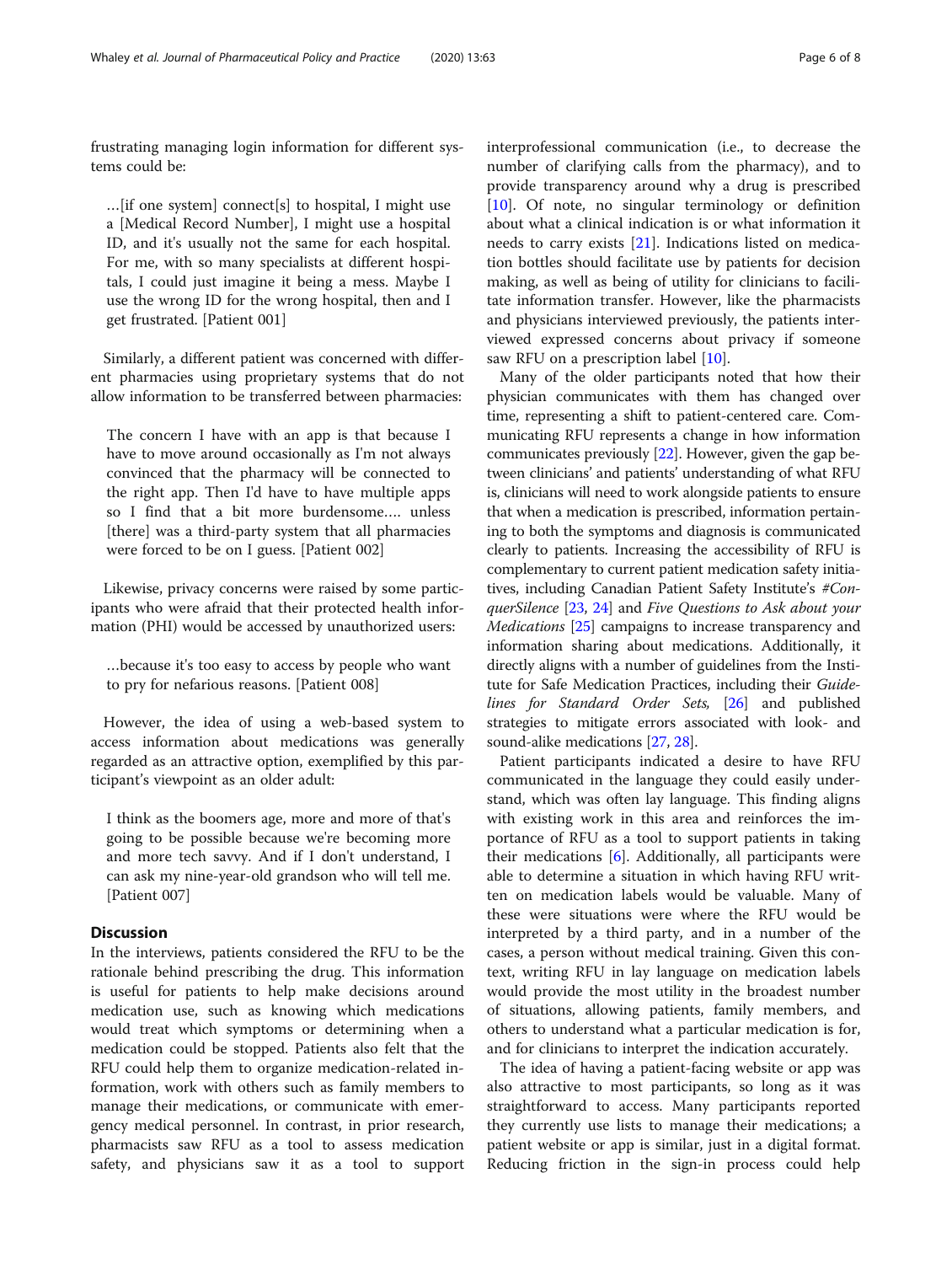frustrating managing login information for different systems could be:

> …[if one system] connect[s] to hospital, I might use a [Medical Record Number], I might use a hospital ID, and it's usually not the same for each hospital. For me, with so many specialists at different hospitals, I could just imagine it being a mess. Maybe I use the wrong ID for the wrong hospital, then and I get frustrated. [Patient 001]

Similarly, a different patient was concerned with different pharmacies using proprietary systems that do not allow information to be transferred between pharmacies:

> The concern I have with an app is that because I have to move around occasionally as I'm not always convinced that the pharmacy will be connected to the right app. Then I'd have to have multiple apps so I find that a bit more burdensome…. unless [there] was a third-party system that all pharmacies were forced to be on I guess. [Patient 002]

Likewise, privacy concerns were raised by some participants who were afraid that their protected health information (PHI) would be accessed by unauthorized users:

> …because it's too easy to access by people who want to pry for nefarious reasons. [Patient 008]

However, the idea of using a web-based system to access information about medications was generally regarded as an attractive option, exemplified by this participant's viewpoint as an older adult:

> I think as the boomers age, more and more of that's going to be possible because we're becoming more and more tech savvy. And if I don't understand, I can ask my nine-year-old grandson who will tell me. [Patient 007]

## Discussion

In the interviews, patients considered the RFU to be the rationale behind prescribing the drug. This information is useful for patients to help make decisions around medication use, such as knowing which medications would treat which symptoms or determining when a medication could be stopped. Patients also felt that the RFU could help them to organize medication-related information, work with others such as family members to manage their medications, or communicate with emergency medical personnel. In contrast, in prior research, pharmacists saw RFU as a tool to assess medication safety, and physicians saw it as a tool to support interprofessional communication (i.e., to decrease the number of clarifying calls from the pharmacy), and to provide transparency around why a drug is prescribed [10]. Of note, no singular terminology or definition about what a clinical indication is or what information it needs to carry exists [21]. Indications listed on medication bottles should facilitate use by patients for decision making, as well as being of utility for clinicians to facilitate information transfer. However, like the pharmacists and physicians interviewed previously, the patients interviewed expressed concerns about privacy if someone saw RFU on a prescription label [10].

Many of the older participants noted that how their physician communicates with them has changed over time, representing a shift to patient-centered care. Communicating RFU represents a change in how information communicates previously [22]. However, given the gap between clinicians' and patients' understanding of what RFU is, clinicians will need to work alongside patients to ensure that when a medication is prescribed, information pertaining to both the symptoms and diagnosis is communicated clearly to patients. Increasing the accessibility of RFU is complementary to current patient medication safety initiatives, including Canadian Patient Safety Institute's *#ConquerSilence* [23, 24] and *Five Questions to Ask about your Medications* [25] campaigns to increase transparency and information sharing about medications. Additionally, it directly aligns with a number of guidelines from the Institute for Safe Medication Practices, including their *Guidelines for Standard Order Sets,* [26] and published strategies to mitigate errors associated with look- and sound-alike medications [27, 28].

Patient participants indicated a desire to have RFU communicated in the language they could easily understand, which was often lay language. This finding aligns with existing work in this area and reinforces the importance of RFU as a tool to support patients in taking their medications [6]. Additionally, all participants were able to determine a situation in which having RFU written on medication labels would be valuable. Many of these were situations were where the RFU would be interpreted by a third party, and in a number of the cases, a person without medical training. Given this context, writing RFU in lay language on medication labels would provide the most utility in the broadest number of situations, allowing patients, family members, and others to understand what a particular medication is for, and for clinicians to interpret the indication accurately.

The idea of having a patient-facing website or app was also attractive to most participants, so long as it was straightforward to access. Many participants reported they currently use lists to manage their medications; a patient website or app is similar, just in a digital format. Reducing friction in the sign-in process could help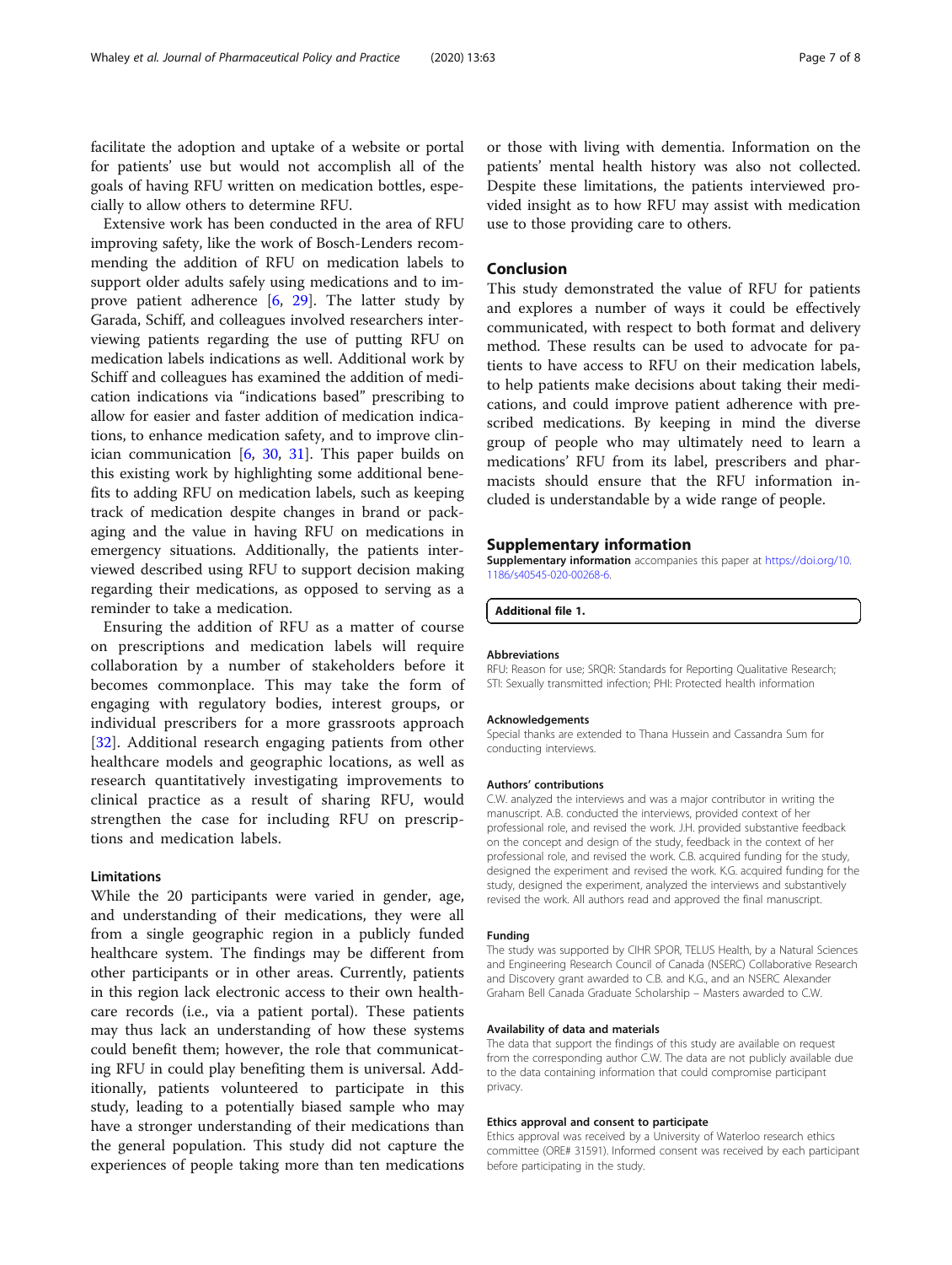facilitate the adoption and uptake of a website or portal for patients' use but would not accomplish all of the goals of having RFU written on medication bottles, especially to allow others to determine RFU.

Extensive work has been conducted in the area of RFU improving safety, like the work of Bosch-Lenders recommending the addition of RFU on medication labels to support older adults safely using medications and to improve patient adherence [6, 29]. The latter study by Garada, Schiff, and colleagues involved researchers interviewing patients regarding the use of putting RFU on medication labels indications as well. Additional work by Schiff and colleagues has examined the addition of medication indications via "indications based" prescribing to allow for easier and faster addition of medication indications, to enhance medication safety, and to improve clinician communication [6, 30, 31]. This paper builds on this existing work by highlighting some additional benefits to adding RFU on medication labels, such as keeping track of medication despite changes in brand or packaging and the value in having RFU on medications in emergency situations. Additionally, the patients interviewed described using RFU to support decision making regarding their medications, as opposed to serving as a reminder to take a medication.

Ensuring the addition of RFU as a matter of course on prescriptions and medication labels will require collaboration by a number of stakeholders before it becomes commonplace. This may take the form of engaging with regulatory bodies, interest groups, or individual prescribers for a more grassroots approach [32]. Additional research engaging patients from other healthcare models and geographic locations, as well as research quantitatively investigating improvements to clinical practice as a result of sharing RFU, would strengthen the case for including RFU on prescriptions and medication labels.

### Limitations

While the 20 participants were varied in gender, age, and understanding of their medications, they were all from a single geographic region in a publicly funded healthcare system. The findings may be different from other participants or in other areas. Currently, patients in this region lack electronic access to their own healthcare records (i.e., via a patient portal). These patients may thus lack an understanding of how these systems could benefit them; however, the role that communicating RFU in could play benefiting them is universal. Additionally, patients volunteered to participate in this study, leading to a potentially biased sample who may have a stronger understanding of their medications than the general population. This study did not capture the experiences of people taking more than ten medications or those with living with dementia. Information on the patients' mental health history was also not collected. Despite these limitations, the patients interviewed provided insight as to how RFU may assist with medication use to those providing care to others.

## Conclusion

This study demonstrated the value of RFU for patients and explores a number of ways it could be effectively communicated, with respect to both format and delivery method. These results can be used to advocate for patients to have access to RFU on their medication labels, to help patients make decisions about taking their medications, and could improve patient adherence with prescribed medications. By keeping in mind the diverse group of people who may ultimately need to learn a medications' RFU from its label, prescribers and pharmacists should ensure that the RFU information included is understandable by a wide range of people.

## Supplementary information

**Supplementary information** accompanies this paper at https://doi.org/10.1186/s40545-020-00268-6.

**Additional file 1.**

#### Abbreviations

RFU: Reason for use; SRQR: Standards for Reporting Qualitative Research; STI: Sexually transmitted infection; PHI: Protected health information

#### Acknowledgements

Special thanks are extended to Thana Hussein and Cassandra Sum for conducting interviews.

#### Authors' contributions

C.W. analyzed the interviews and was a major contributor in writing the manuscript. A.B. conducted the interviews, provided context of her professional role, and revised the work. J.H. provided substantive feedback on the concept and design of the study, feedback in the context of her professional role, and revised the work. C.B. acquired funding for the study, designed the experiment and revised the work. K.G. acquired funding for the study, designed the experiment, analyzed the interviews and substantively revised the work. All authors read and approved the final manuscript.

#### Funding

The study was supported by CIHR SPOR, TELUS Health, by a Natural Sciences and Engineering Research Council of Canada (NSERC) Collaborative Research and Discovery grant awarded to C.B. and K.G., and an NSERC Alexander Graham Bell Canada Graduate Scholarship – Masters awarded to C.W.

#### Availability of data and materials

The data that support the findings of this study are available on request from the corresponding author C.W. The data are not publicly available due to the data containing information that could compromise participant privacy.

#### Ethics approval and consent to participate

Ethics approval was received by a University of Waterloo research ethics committee (ORE# 31591). Informed consent was received by each participant before participating in the study.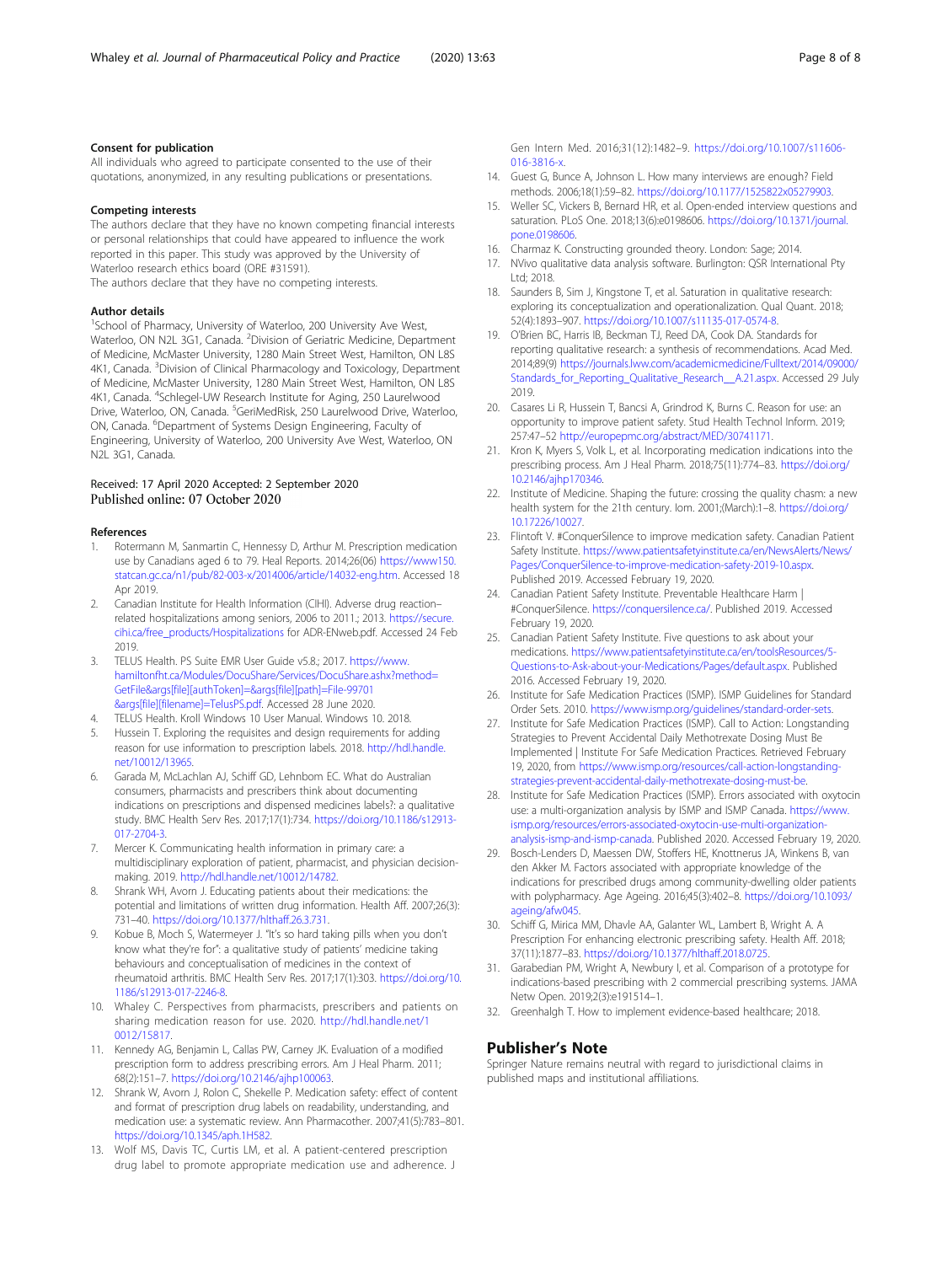### Consent for publication

All individuals who agreed to participate consented to the use of their quotations, anonymized, in any resulting publications or presentations.

### Competing interests

The authors declare that they have no known competing financial interests or personal relationships that could have appeared to influence the work reported in this paper. This study was approved by the University of Waterloo research ethics board (ORE #31591).

The authors declare that they have no competing interests.

### Author details

[1]School of Pharmacy, University of Waterloo, 200 University Ave West, Waterloo, ON N2L 3G1, Canada. [2]Division of Geriatric Medicine, Department of Medicine, McMaster University, 1280 Main Street West, Hamilton, ON L8S 4K1, Canada. [3]Division of Clinical Pharmacology and Toxicology, Department of Medicine, McMaster University, 1280 Main Street West, Hamilton, ON L8S 4K1, Canada. [4]Schlegel-UW Research Institute for Aging, 250 Laurelwood Drive, Waterloo, ON, Canada. [5]GeriMedRisk, 250 Laurelwood Drive, Waterloo, ON, Canada. [6]Department of Systems Design Engineering, Faculty of Engineering, University of Waterloo, 200 University Ave West, Waterloo, ON N2L 3G1, Canada.

Received: 17 April 2020 Accepted: 2 September 2020
Published online: 07 October 2020

### References

1. Rotermann M, Sanmartin C, Hennessy D, Arthur M. Prescription medication use by Canadians aged 6 to 79. Heal Reports. 2014;26(06) https://www150.statcan.gc.ca/n1/pub/82-003-x/2014006/article/14032-eng.htm. Accessed 18 Apr 2019.
2. Canadian Institute for Health Information (CIHI). Adverse drug reaction–related hospitalizations among seniors, 2006 to 2011.; 2013. https://secure.cihi.ca/free_products/Hospitalizations for ADR-ENweb.pdf. Accessed 24 Feb 2019.
3. TELUS Health. PS Suite EMR User Guide v5.8.; 2017. https://www.hamiltonfht.ca/Modules/DocuShare/Services/DocuShare.ashx?method=GetFile&args[file][authToken]=&args[file][path]=File-99701&args[file][filename]=TelusPS.pdf. Accessed 28 June 2020.
4. TELUS Health. Kroll Windows 10 User Manual. Windows 10. 2018.
5. Hussein T. Exploring the requisites and design requirements for adding reason for use information to prescription labels. 2018. http://hdl.handle.net/10012/13965.
6. Garada M, McLachlan AJ, Schiff GD, Lehnbom EC. What do Australian consumers, pharmacists and prescribers think about documenting indications on prescriptions and dispensed medicines labels?: a qualitative study. BMC Health Serv Res. 2017;17(1):734. https://doi.org/10.1186/s12913-017-2704-3.
7. Mercer K. Communicating health information in primary care: a multidisciplinary exploration of patient, pharmacist, and physician decision-making. 2019. http://hdl.handle.net/10012/14782.
8. Shrank WH, Avorn J. Educating patients about their medications: the potential and limitations of written drug information. Health Aff. 2007;26(3):731–40. https://doi.org/10.1377/hlthaff.26.3.731.
9. Kobue B, Moch S, Watermeyer J. "It's so hard taking pills when you don't know what they're for": a qualitative study of patients' medicine taking behaviours and conceptualisation of medicines in the context of rheumatoid arthritis. BMC Health Serv Res. 2017;17(1):303. https://doi.org/10.1186/s12913-017-2246-8.
10. Whaley C. Perspectives from pharmacists, prescribers and patients on sharing medication reason for use. 2020. http://hdl.handle.net/10012/15817.
11. Kennedy AG, Benjamin L, Callas PW, Carney JK. Evaluation of a modified prescription form to address prescribing errors. Am J Heal Pharm. 2011;68(2):151–7. https://doi.org/10.2146/ajhp100063.
12. Shrank W, Avorn J, Rolon C, Shekelle P. Medication safety: effect of content and format of prescription drug labels on readability, understanding, and medication use: a systematic review. Ann Pharmacother. 2007;41(5):783–801. https://doi.org/10.1345/aph.1H582.
13. Wolf MS, Davis TC, Curtis LM, et al. A patient-centered prescription drug label to promote appropriate medication use and adherence. J Gen Intern Med. 2016;31(12):1482–9. https://doi.org/10.1007/s11606-016-3816-x.
14. Guest G, Bunce A, Johnson L. How many interviews are enough? Field methods. 2006;18(1):59–82. https://doi.org/10.1177/1525822x05279903.
15. Weller SC, Vickers B, Bernard HR, et al. Open-ended interview questions and saturation. PLoS One. 2018;13(6):e0198606. https://doi.org/10.1371/journal.pone.0198606.
16. Charmaz K. Constructing grounded theory. London: Sage; 2014.
17. NVivo qualitative data analysis software. Burlington: QSR International Pty Ltd; 2018.
18. Saunders B, Sim J, Kingstone T, et al. Saturation in qualitative research: exploring its conceptualization and operationalization. Qual Quant. 2018;52(4):1893–907. https://doi.org/10.1007/s11135-017-0574-8.
19. O'Brien BC, Harris IB, Beckman TJ, Reed DA, Cook DA. Standards for reporting qualitative research: a synthesis of recommendations. Acad Med. 2014;89(9) https://journals.lww.com/academicmedicine/Fulltext/2014/09000/Standards_for_Reporting_Qualitative_Research__A.21.aspx. Accessed 29 July 2019.
20. Casares Li R, Hussein T, Bancsi A, Grindrod K, Burns C. Reason for use: an opportunity to improve patient safety. Stud Health Technol Inform. 2019;257:47–52 http://europepmc.org/abstract/MED/30741171.
21. Kron K, Myers S, Volk L, et al. Incorporating medication indications into the prescribing process. Am J Heal Pharm. 2018;75(11):774–83. https://doi.org/10.2146/ajhp170346.
22. Institute of Medicine. Shaping the future: crossing the quality chasm: a new health system for the 21th century. Iom. 2001;(March):1–8. https://doi.org/10.17226/10027.
23. Flintoft V. #ConquerSilence to improve medication safety. Canadian Patient Safety Institute. https://www.patientsafetyinstitute.ca/en/NewsAlerts/News/Pages/ConquerSilence-to-improve-medication-safety-2019-10.aspx. Published 2019. Accessed February 19, 2020.
24. Canadian Patient Safety Institute. Preventable Healthcare Harm | #ConquerSilence. https://conquersilence.ca/. Published 2019. Accessed February 19, 2020.
25. Canadian Patient Safety Institute. Five questions to ask about your medications. https://www.patientsafetyinstitute.ca/en/toolsResources/5-Questions-to-Ask-about-your-Medications/Pages/default.aspx. Published 2016. Accessed February 19, 2020.
26. Institute for Safe Medication Practices (ISMP). ISMP Guidelines for Standard Order Sets. 2010. https://www.ismp.org/guidelines/standard-order-sets.
27. Institute for Safe Medication Practices (ISMP). Call to Action: Longstanding Strategies to Prevent Accidental Daily Methotrexate Dosing Must Be Implemented | Institute For Safe Medication Practices. Retrieved February 19, 2020, from https://www.ismp.org/resources/call-action-longstanding-strategies-prevent-accidental-daily-methotrexate-dosing-must-be.
28. Institute for Safe Medication Practices (ISMP). Errors associated with oxytocin use: a multi-organization analysis by ISMP and ISMP Canada. https://www.ismp.org/resources/errors-associated-oxytocin-use-multi-organization-analysis-ismp-and-ismp-canada. Published 2020. Accessed February 19, 2020.
29. Bosch-Lenders D, Maessen DW, Stoffers HE, Knottnerus JA, Winkens B, van den Akker M. Factors associated with appropriate knowledge of the indications for prescribed drugs among community-dwelling older patients with polypharmacy. Age Ageing. 2016;45(3):402–8. https://doi.org/10.1093/ageing/afw045.
30. Schiff G, Mirica MM, Dhavle AA, Galanter WL, Lambert B, Wright A. A Prescription For enhancing electronic prescribing safety. Health Aff. 2018;37(11):1877–83. https://doi.org/10.1377/hlthaff.2018.0725.
31. Garabedian PM, Wright A, Newbury I, et al. Comparison of a prototype for indications-based prescribing with 2 commercial prescribing systems. JAMA Netw Open. 2019;2(3):e191514–1.
32. Greenhalgh T. How to implement evidence-based healthcare; 2018.

## Publisher's Note

Springer Nature remains neutral with regard to jurisdictional claims in published maps and institutional affiliations.